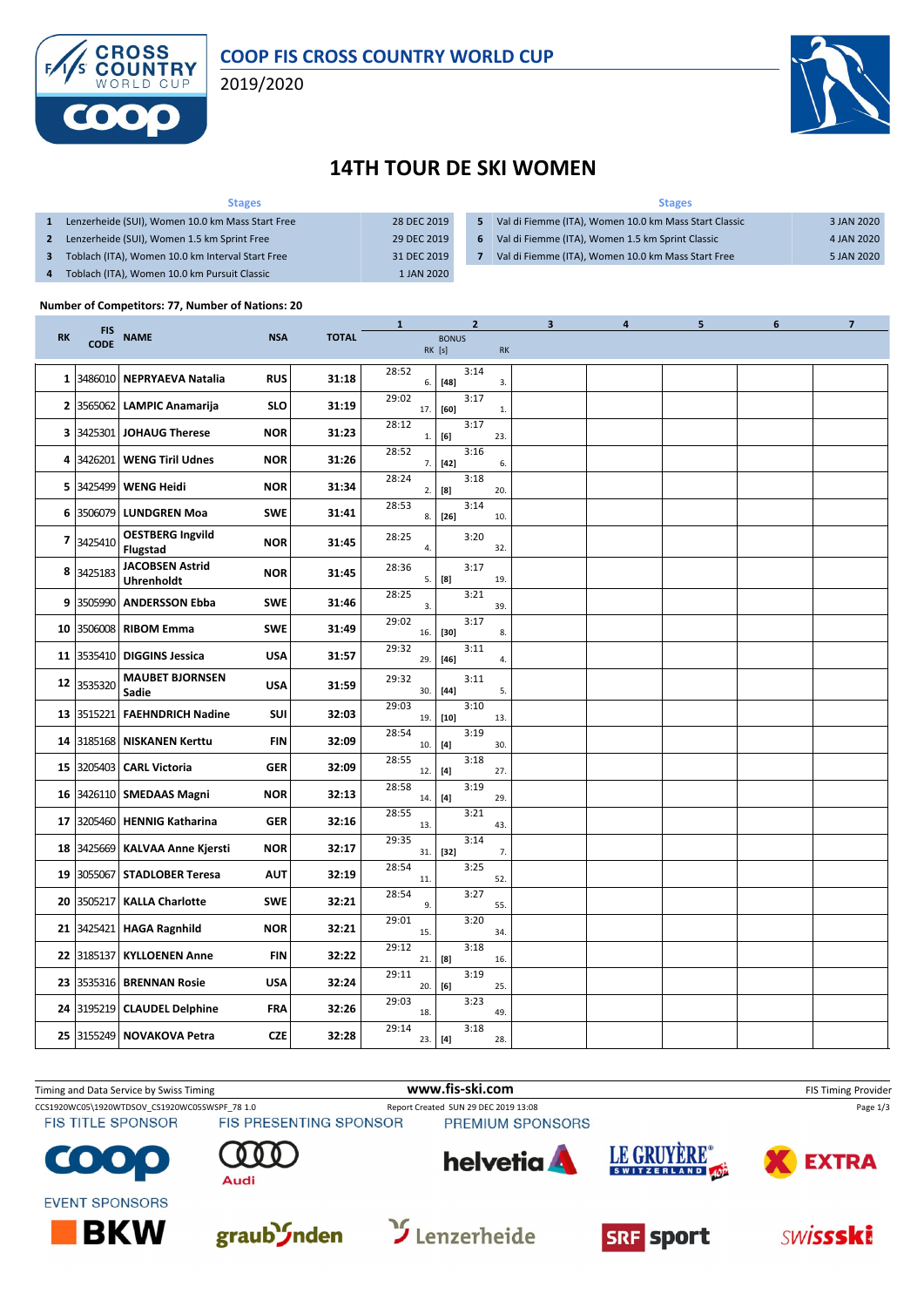# COOP FIS CROSS COUNTRY WORLD CUP

2019/2020

## 14TH TOUR DE SKI WOMEN

| | Stages | |
|---|---|---|
| 1 | Lenzerheide (SUI), Women 10.0 km Mass Start Free | 28 DEC 2019 |
| 2 | Lenzerheide (SUI), Women 1.5 km Sprint Free | 29 DEC 2019 |
| 3 | Toblach (ITA), Women 10.0 km Interval Start Free | 31 DEC 2019 |
| 4 | Toblach (ITA), Women 10.0 km Pursuit Classic | 1 JAN 2020 |
| 5 | Val di Fiemme (ITA), Women 10.0 km Mass Start Classic | 3 JAN 2020 |
| 6 | Val di Fiemme (ITA), Women 1.5 km Sprint Classic | 4 JAN 2020 |
| 7 | Val di Fiemme (ITA), Women 10.0 km Mass Start Free | 5 JAN 2020 |

**Number of Competitors: 77, Number of Nations: 20**

| RK | FIS CODE | NAME | NSA | TOTAL | 1 | 1 RK | BONUS [s] | 2 | 2 RK | 3 | 4 | 5 | 6 | 7 |
|---|---|---|---|---|---|---|---|---|---|---|---|---|---|---|
| 1 | 3486010 | NEPRYAEVA Natalia | RUS | 31:18 | 28:52 | 6. | [48] | 3:14 | 3. | | | | | |
| 2 | 3565062 | LAMPIC Anamarija | SLO | 31:19 | 29:02 | 17. | [60] | 3:17 | 1. | | | | | |
| 3 | 3425301 | JOHAUG Therese | NOR | 31:23 | 28:12 | 1. | [6] | 3:17 | 23. | | | | | |
| 4 | 3426201 | WENG Tiril Udnes | NOR | 31:26 | 28:52 | 7. | [42] | 3:16 | 6. | | | | | |
| 5 | 3425499 | WENG Heidi | NOR | 31:34 | 28:24 | 2. | [8] | 3:18 | 20. | | | | | |
| 6 | 3506079 | LUNDGREN Moa | SWE | 31:41 | 28:53 | 8. | [26] | 3:14 | 10. | | | | | |
| 7 | 3425410 | OESTBERG Ingvild Flugstad | NOR | 31:45 | 28:25 | 4. | | 3:20 | 32. | | | | | |
| 8 | 3425183 | JACOBSEN Astrid Uhrenholdt | NOR | 31:45 | 28:36 | 5. | [8] | 3:17 | 19. | | | | | |
| 9 | 3505990 | ANDERSSON Ebba | SWE | 31:46 | 28:25 | 3. | | 3:21 | 39. | | | | | |
| 10 | 3506008 | RIBOM Emma | SWE | 31:49 | 29:02 | 16. | [30] | 3:17 | 8. | | | | | |
| 11 | 3535410 | DIGGINS Jessica | USA | 31:57 | 29:32 | 29. | [46] | 3:11 | 4. | | | | | |
| 12 | 3535320 | MAUBET BJORNSEN Sadie | USA | 31:59 | 29:32 | 30. | [44] | 3:11 | 5. | | | | | |
| 13 | 3515221 | FAEHNDRICH Nadine | SUI | 32:03 | 29:03 | 19. | [10] | 3:10 | 13. | | | | | |
| 14 | 3185168 | NISKANEN Kerttu | FIN | 32:09 | 28:54 | 10. | [4] | 3:19 | 30. | | | | | |
| 15 | 3205403 | CARL Victoria | GER | 32:09 | 28:55 | 12. | [4] | 3:18 | 27. | | | | | |
| 16 | 3426110 | SMEDAAS Magni | NOR | 32:13 | 28:58 | 14. | [4] | 3:19 | 29. | | | | | |
| 17 | 3205460 | HENNIG Katharina | GER | 32:16 | 28:55 | 13. | | 3:21 | 43. | | | | | |
| 18 | 3425669 | KALVAA Anne Kjersti | NOR | 32:17 | 29:35 | 31. | [32] | 3:14 | 7. | | | | | |
| 19 | 3055067 | STADLOBER Teresa | AUT | 32:19 | 28:54 | 11. | | 3:25 | 52. | | | | | |
| 20 | 3505217 | KALLA Charlotte | SWE | 32:21 | 28:54 | 9. | | 3:27 | 55. | | | | | |
| 21 | 3425421 | HAGA Ragnhild | NOR | 32:21 | 29:01 | 15. | | 3:20 | 34. | | | | | |
| 22 | 3185137 | KYLLOENEN Anne | FIN | 32:22 | 29:12 | 21. | [8] | 3:18 | 16. | | | | | |
| 23 | 3535316 | BRENNAN Rosie | USA | 32:24 | 29:11 | 20. | [6] | 3:19 | 25. | | | | | |
| 24 | 3195219 | CLAUDEL Delphine | FRA | 32:26 | 29:03 | 18. | | 3:23 | 49. | | | | | |
| 25 | 3155249 | NOVAKOVA Petra | CZE | 32:28 | 29:14 | 23. | [4] | 3:18 | 28. | | | | | |

Timing and Data Service by Swiss Timing — www.fis-ski.com — FIS Timing Provider

CCS1920WC05\1920WTDSOV_CS1920WC05SWSPF_78 1.0 — Report Created SUN 29 DEC 2019 13:08

FIS TITLE SPONSOR: COOP — FIS PRESENTING SPONSOR: Audi — PREMIUM SPONSORS: helvetia, LE GRUYÈRE SWITZERLAND AOP, EXTRA

EVENT SPONSORS: BKW, graubünden, Lenzerheide, SRF sport, swissski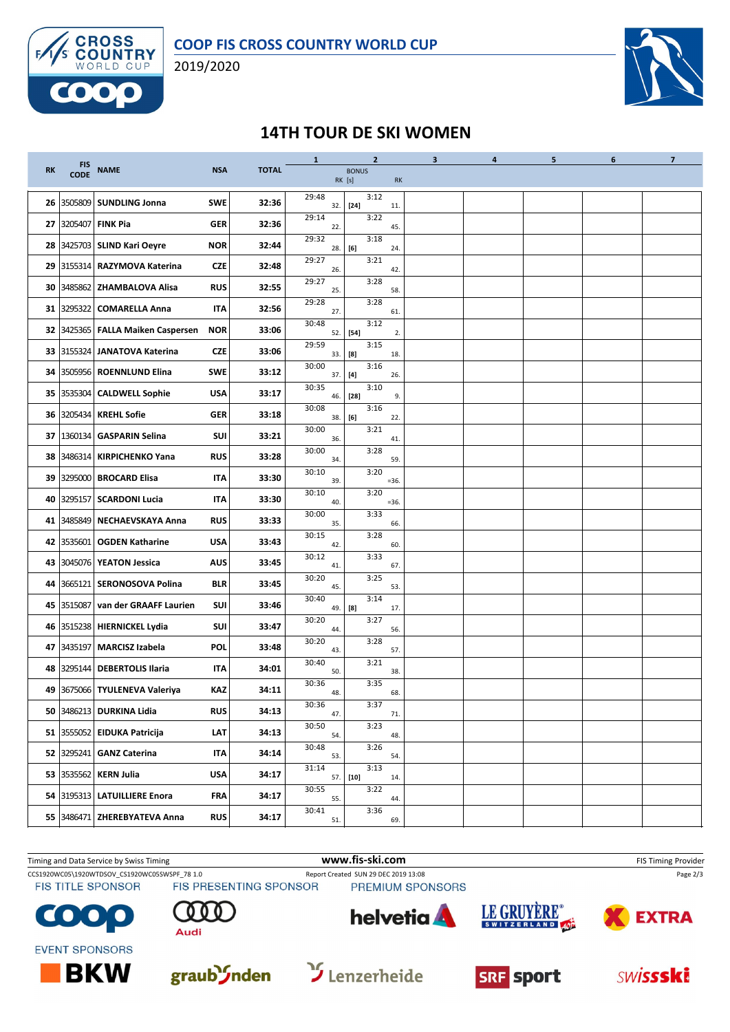# COOP FIS CROSS COUNTRY WORLD CUP

2019/2020

## 14TH TOUR DE SKI WOMEN

| RK | FIS CODE | NAME | NSA | TOTAL | 1 | | 2 BONUS RK [s] | | RK | 3 | 4 | 5 | 6 | 7 |
|---|---|---|---|---|---|---|---|---|---|---|---|---|---|---|
| 26 | 3505809 | SUNDLING Jonna | SWE | 32:36 | 29:48 | 32. | [24] | 3:12 | 11. | | | | | |
| 27 | 3205407 | FINK Pia | GER | 32:36 | 29:14 | 22. | | 3:22 | 45. | | | | | |
| 28 | 3425703 | SLIND Kari Oeyre | NOR | 32:44 | 29:32 | 28. | [6] | 3:18 | 24. | | | | | |
| 29 | 3155314 | RAZYMOVA Katerina | CZE | 32:48 | 29:27 | 26. | | 3:21 | 42. | | | | | |
| 30 | 3485862 | ZHAMBALOVA Alisa | RUS | 32:55 | 29:27 | 25. | | 3:28 | 58. | | | | | |
| 31 | 3295322 | COMARELLA Anna | ITA | 32:56 | 29:28 | 27. | | 3:28 | 61. | | | | | |
| 32 | 3425365 | FALLA Maiken Caspersen | NOR | 33:06 | 30:48 | 52. | [54] | 3:12 | 2. | | | | | |
| 33 | 3155324 | JANATOVA Katerina | CZE | 33:06 | 29:59 | 33. | [8] | 3:15 | 18. | | | | | |
| 34 | 3505956 | ROENNLUND Elina | SWE | 33:12 | 30:00 | 37. | [4] | 3:16 | 26. | | | | | |
| 35 | 3535304 | CALDWELL Sophie | USA | 33:17 | 30:35 | 46. | [28] | 3:10 | 9. | | | | | |
| 36 | 3205434 | KREHL Sofie | GER | 33:18 | 30:08 | 38. | [6] | 3:16 | 22. | | | | | |
| 37 | 1360134 | GASPARIN Selina | SUI | 33:21 | 30:00 | 36. | | 3:21 | 41. | | | | | |
| 38 | 3486314 | KIRPICHENKO Yana | RUS | 33:28 | 30:00 | 34. | | 3:28 | 59. | | | | | |
| 39 | 3295000 | BROCARD Elisa | ITA | 33:30 | 30:10 | 39. | | 3:20 | =36. | | | | | |
| 40 | 3295157 | SCARDONI Lucia | ITA | 33:30 | 30:10 | 40. | | 3:20 | =36. | | | | | |
| 41 | 3485849 | NECHAEVSKAYA Anna | RUS | 33:33 | 30:00 | 35. | | 3:33 | 66. | | | | | |
| 42 | 3535601 | OGDEN Katharine | USA | 33:43 | 30:15 | 42. | | 3:28 | 60. | | | | | |
| 43 | 3045076 | YEATON Jessica | AUS | 33:45 | 30:12 | 41. | | 3:33 | 67. | | | | | |
| 44 | 3665121 | SERONOSOVA Polina | BLR | 33:45 | 30:20 | 45. | | 3:25 | 53. | | | | | |
| 45 | 3515087 | van der GRAAFF Laurien | SUI | 33:46 | 30:40 | 49. | [8] | 3:14 | 17. | | | | | |
| 46 | 3515238 | HIERNICKEL Lydia | SUI | 33:47 | 30:20 | 44. | | 3:27 | 56. | | | | | |
| 47 | 3435197 | MARCISZ Izabela | POL | 33:48 | 30:20 | 43. | | 3:28 | 57. | | | | | |
| 48 | 3295144 | DEBERTOLIS Ilaria | ITA | 34:01 | 30:40 | 50. | | 3:21 | 38. | | | | | |
| 49 | 3675066 | TYULENEVA Valeriya | KAZ | 34:11 | 30:36 | 48. | | 3:35 | 68. | | | | | |
| 50 | 3486213 | DURKINA Lidia | RUS | 34:13 | 30:36 | 47. | | 3:37 | 71. | | | | | |
| 51 | 3555052 | EIDUKA Patricija | LAT | 34:13 | 30:50 | 54. | | 3:23 | 48. | | | | | |
| 52 | 3295241 | GANZ Caterina | ITA | 34:14 | 30:48 | 53. | | 3:26 | 54. | | | | | |
| 53 | 3535562 | KERN Julia | USA | 34:17 | 31:14 | 57. | [10] | 3:13 | 14. | | | | | |
| 54 | 3195313 | LATUILLIERE Enora | FRA | 34:17 | 30:55 | 55. | | 3:22 | 44. | | | | | |
| 55 | 3486471 | ZHEREBYATEVA Anna | RUS | 34:17 | 30:41 | 51. | | 3:36 | 69. | | | | | |

Timing and Data Service by Swiss Timing | www.fis-ski.com | FIS Timing Provider

CCS1920WC05\1920WTDSOV_CS1920WC05SWSPF_78 1.0 | Report Created SUN 29 DEC 2019 13:08

FIS TITLE SPONSOR: COOP | FIS PRESENTING SPONSOR: Audi | PREMIUM SPONSORS: helvetia, LE GRUYÈRE SWITZERLAND AOP, EXTRA

EVENT SPONSORS: BKW, graubünden, Lenzerheide, SRF sport, swissski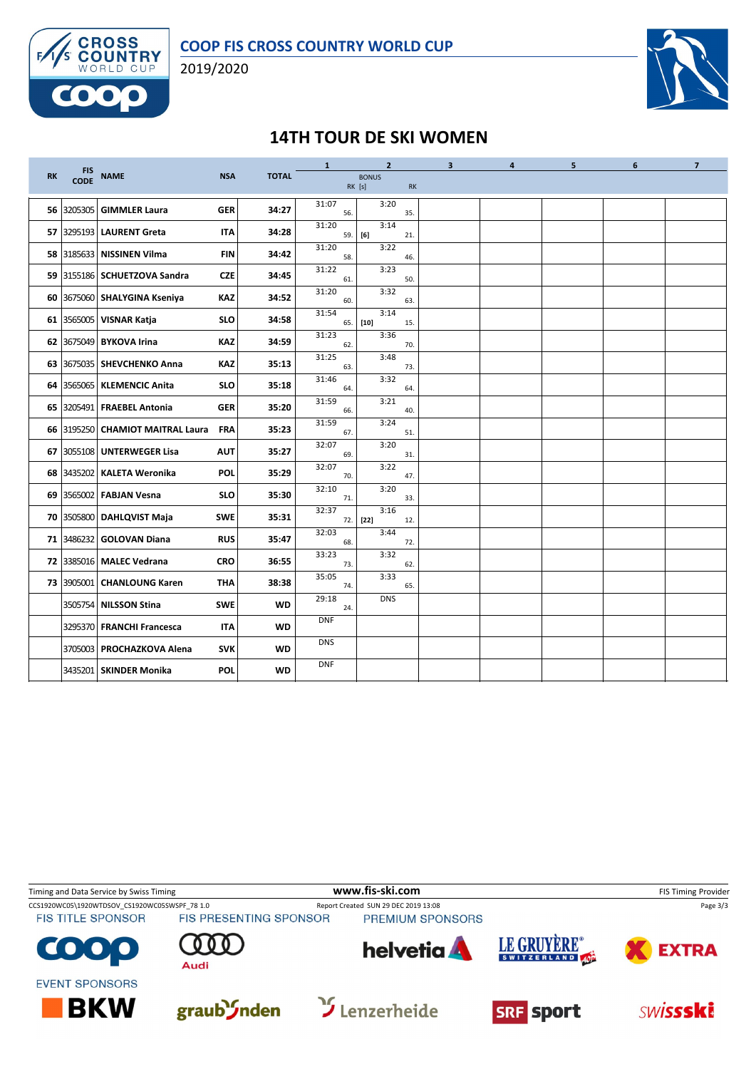# COOP FIS CROSS COUNTRY WORLD CUP

2019/2020

## 14TH TOUR DE SKI WOMEN

| RK | FIS CODE | NAME | NSA | TOTAL | 1 | 2 BONUS RK [s] RK | 3 | 4 | 5 | 6 | 7 |
|---|---|---|---|---|---|---|---|---|---|---|---|
| 56 | 3205305 | GIMMLER Laura | GER | 34:27 | 31:07 56. | 3:20 35. | | | | | |
| 57 | 3295193 | LAURENT Greta | ITA | 34:28 | 31:20 59. | [6] 3:14 21. | | | | | |
| 58 | 3185633 | NISSINEN Vilma | FIN | 34:42 | 31:20 58. | 3:22 46. | | | | | |
| 59 | 3155186 | SCHUETZOVA Sandra | CZE | 34:45 | 31:22 61. | 3:23 50. | | | | | |
| 60 | 3675060 | SHALYGINA Kseniya | KAZ | 34:52 | 31:20 60. | 3:32 63. | | | | | |
| 61 | 3565005 | VISNAR Katja | SLO | 34:58 | 31:54 65. | [10] 3:14 15. | | | | | |
| 62 | 3675049 | BYKOVA Irina | KAZ | 34:59 | 31:23 62. | 3:36 70. | | | | | |
| 63 | 3675035 | SHEVCHENKO Anna | KAZ | 35:13 | 31:25 63. | 3:48 73. | | | | | |
| 64 | 3565065 | KLEMENCIC Anita | SLO | 35:18 | 31:46 64. | 3:32 64. | | | | | |
| 65 | 3205491 | FRAEBEL Antonia | GER | 35:20 | 31:59 66. | 3:21 40. | | | | | |
| 66 | 3195250 | CHAMIOT MAITRAL Laura | FRA | 35:23 | 31:59 67. | 3:24 51. | | | | | |
| 67 | 3055108 | UNTERWEGER Lisa | AUT | 35:27 | 32:07 69. | 3:20 31. | | | | | |
| 68 | 3435202 | KALETA Weronika | POL | 35:29 | 32:07 70. | 3:22 47. | | | | | |
| 69 | 3565002 | FABJAN Vesna | SLO | 35:30 | 32:10 71. | 3:20 33. | | | | | |
| 70 | 3505800 | DAHLQVIST Maja | SWE | 35:31 | 32:37 72. | [22] 3:16 12. | | | | | |
| 71 | 3486232 | GOLOVAN Diana | RUS | 35:47 | 32:03 68. | 3:44 72. | | | | | |
| 72 | 3385016 | MALEC Vedrana | CRO | 36:55 | 33:23 73. | 3:32 62. | | | | | |
| 73 | 3905001 | CHANLOUNG Karen | THA | 38:38 | 35:05 74. | 3:33 65. | | | | | |
| | 3505754 | NILSSON Stina | SWE | WD | 29:18 24. | DNS | | | | | |
| | 3295370 | FRANCHI Francesca | ITA | WD | DNF | | | | | | |
| | 3705003 | PROCHAZKOVA Alena | SVK | WD | DNS | | | | | | |
| | 3435201 | SKINDER Monika | POL | WD | DNF | | | | | | |

Timing and Data Service by Swiss Timing — www.fis-ski.com — FIS Timing Provider

CCS1920WC05\1920WTDSOV_CS1920WC05SWSPF_78 1.0 — Report Created SUN 29 DEC 2019 13:08